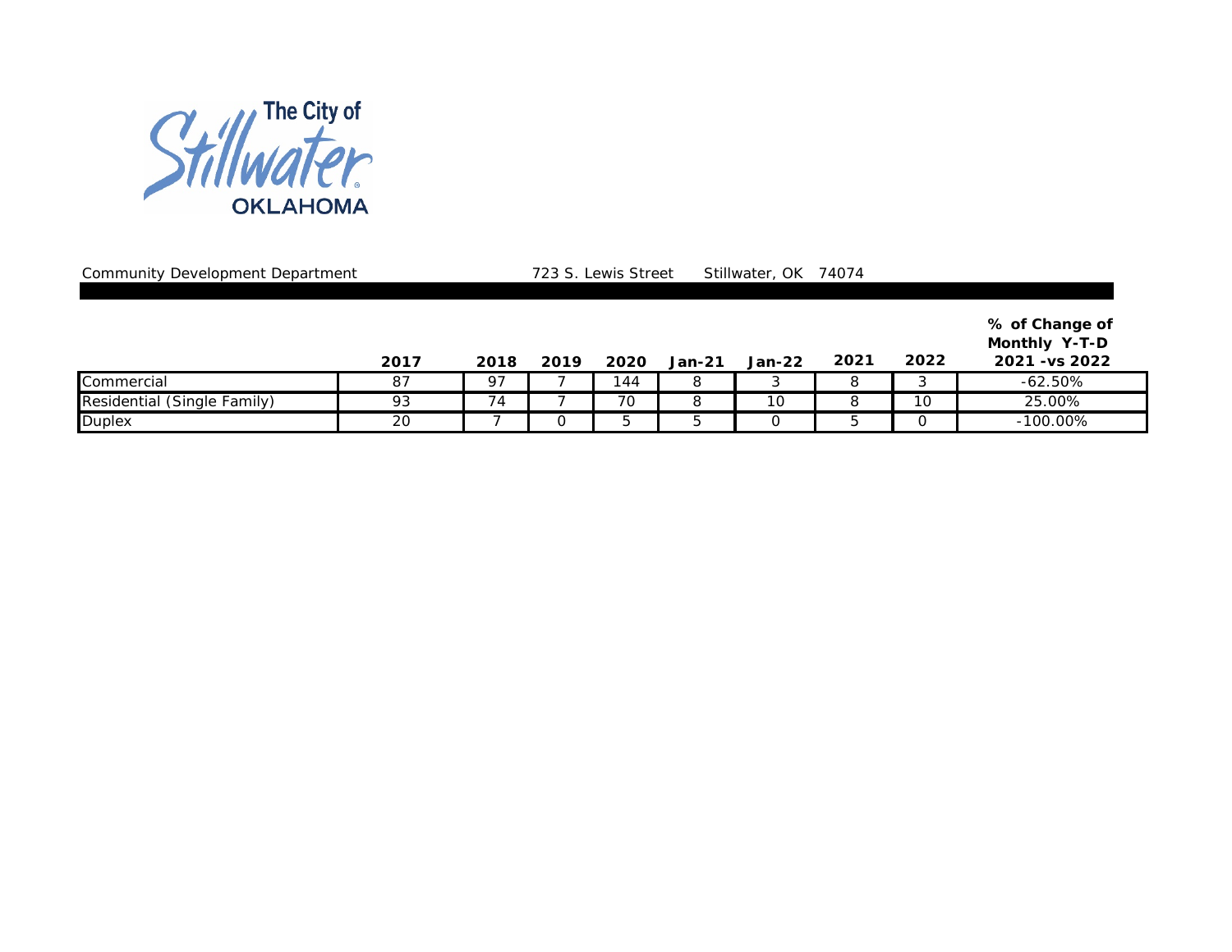The City of Stillwater OKLAHOMA

Community Development Department 723 S. Lewis Street Stillwater, OK 74074

| | 2017 | 2018 | 2019 | 2020 | Jan-21 | Jan-22 | 2021 | 2022 | % of Change of Monthly Y-T-D 2021 -vs 2022 |
|---|---|---|---|---|---|---|---|---|---|
| Commercial | 87 | 97 | 7 | 144 | 8 | 3 | 8 | 3 | -62.50% |
| Residential (Single Family) | 93 | 74 | 7 | 70 | 8 | 10 | 8 | 10 | 25.00% |
| Duplex | 20 | 7 | 0 | 5 | 5 | 0 | 5 | 0 | -100.00% |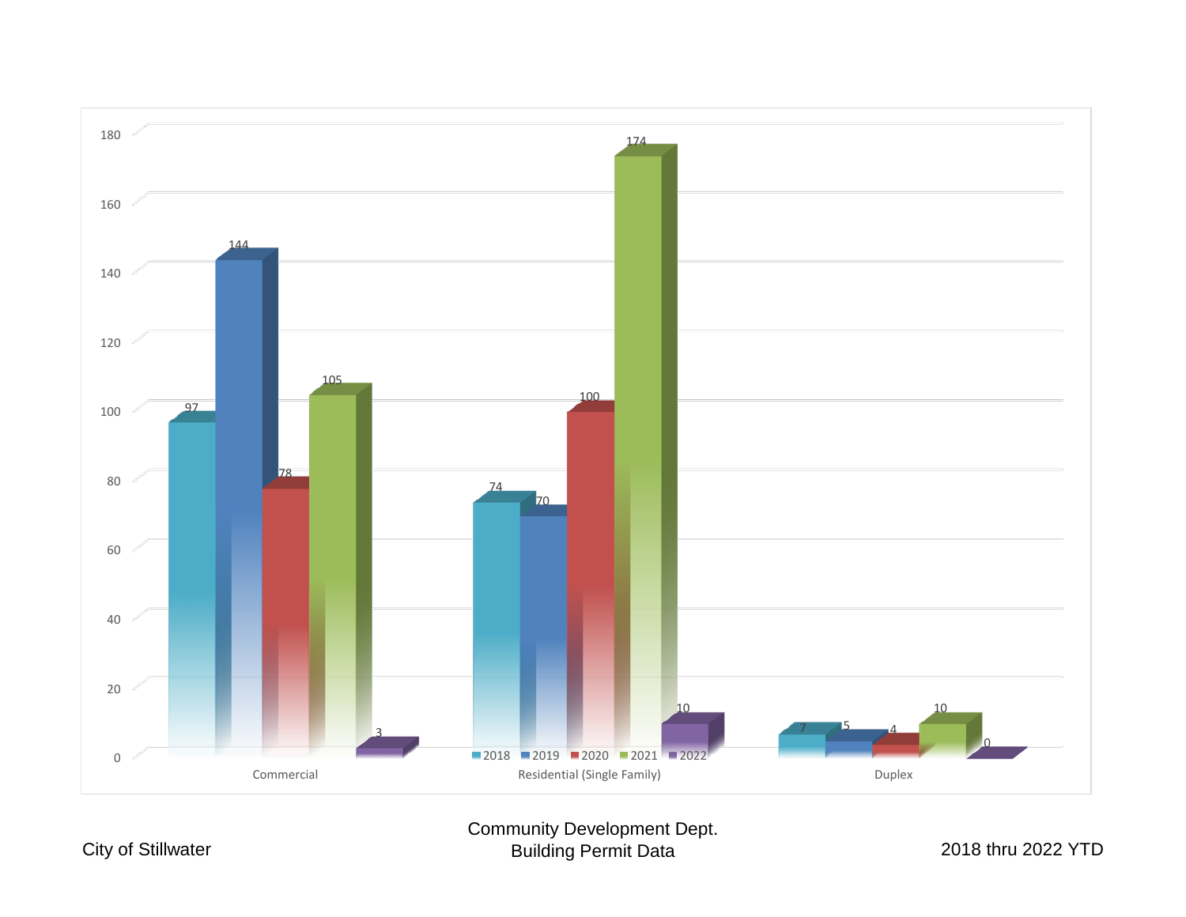| | 2018 | 2019 | 2020 | 2021 | 2022 |
|---|---|---|---|---|---|
| Commercial | 97 | 144 | 78 | 105 | 3 |
| Residential (Single Family) | 74 | 70 | 100 | 174 | 10 |
| Duplex | 7 | 5 | 4 | 10 | 0 |

City of Stillwater

Community Development Dept.
Building Permit Data

2018 thru 2022 YTD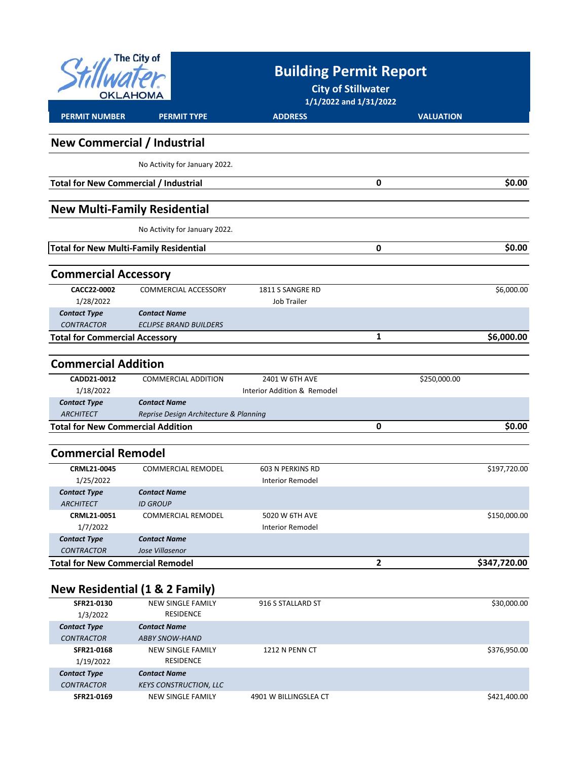# Building Permit Report

**City of Stillwater**

**1/1/2022 and 1/31/2022**

| PERMIT NUMBER | PERMIT TYPE | ADDRESS | | VALUATION |
|---|---|---|---|---|

## New Commercial / Industrial

No Activity for January 2022.

| **Total for New Commercial / Industrial** | | | **0** | **$0.00** |
|---|---|---|---|---|

## New Multi-Family Residential

No Activity for January 2022.

| **Total for New Multi-Family Residential** | | | **0** | **$0.00** |
|---|---|---|---|---|

## Commercial Accessory

| PERMIT NUMBER | PERMIT TYPE | ADDRESS | | VALUATION |
|---|---|---|---|---|
| **CACC22-0002** 1/28/2022 | COMMERCIAL ACCESSORY | 1811 S SANGRE RD Job Trailer | | $6,000.00 |
| ***Contact Type*** | ***Contact Name*** | | | |
| *CONTRACTOR* | *ECLIPSE BRAND BUILDERS* | | | |
| **Total for Commercial Accessory** | | | **1** | **$6,000.00** |

## Commercial Addition

| PERMIT NUMBER | PERMIT TYPE | ADDRESS | | VALUATION |
|---|---|---|---|---|
| **CADD21-0012** 1/18/2022 | COMMERCIAL ADDITION | 2401 W 6TH AVE Interior Addition & Remodel | $250,000.00 | |
| ***Contact Type*** | ***Contact Name*** | | | |
| *ARCHITECT* | *Reprise Design Architecture & Planning* | | | |
| **Total for New Commercial Addition** | | | **0** | **$0.00** |

## Commercial Remodel

| PERMIT NUMBER | PERMIT TYPE | ADDRESS | | VALUATION |
|---|---|---|---|---|
| **CRML21-0045** 1/25/2022 | COMMERCIAL REMODEL | 603 N PERKINS RD Interior Remodel | | $197,720.00 |
| ***Contact Type*** | ***Contact Name*** | | | |
| *ARCHITECT* | *ID GROUP* | | | |
| **CRML21-0051** 1/7/2022 | COMMERCIAL REMODEL | 5020 W 6TH AVE Interior Remodel | | $150,000.00 |
| ***Contact Type*** | ***Contact Name*** | | | |
| *CONTRACTOR* | *Jose Villasenor* | | | |
| **Total for New Commercial Remodel** | | | **2** | **$347,720.00** |

## New Residential (1 & 2 Family)

| PERMIT NUMBER | PERMIT TYPE | ADDRESS | | VALUATION |
|---|---|---|---|---|
| **SFR21-0130** 1/3/2022 | NEW SINGLE FAMILY RESIDENCE | 916 S STALLARD ST | | $30,000.00 |
| ***Contact Type*** | ***Contact Name*** | | | |
| *CONTRACTOR* | *ABBY SNOW-HAND* | | | |
| **SFR21-0168** 1/19/2022 | NEW SINGLE FAMILY RESIDENCE | 1212 N PENN CT | | $376,950.00 |
| ***Contact Type*** | ***Contact Name*** | | | |
| *CONTRACTOR* | *KEYS CONSTRUCTION, LLC* | | | |
| **SFR21-0169** | NEW SINGLE FAMILY | 4901 W BILLINGSLEA CT | | $421,400.00 |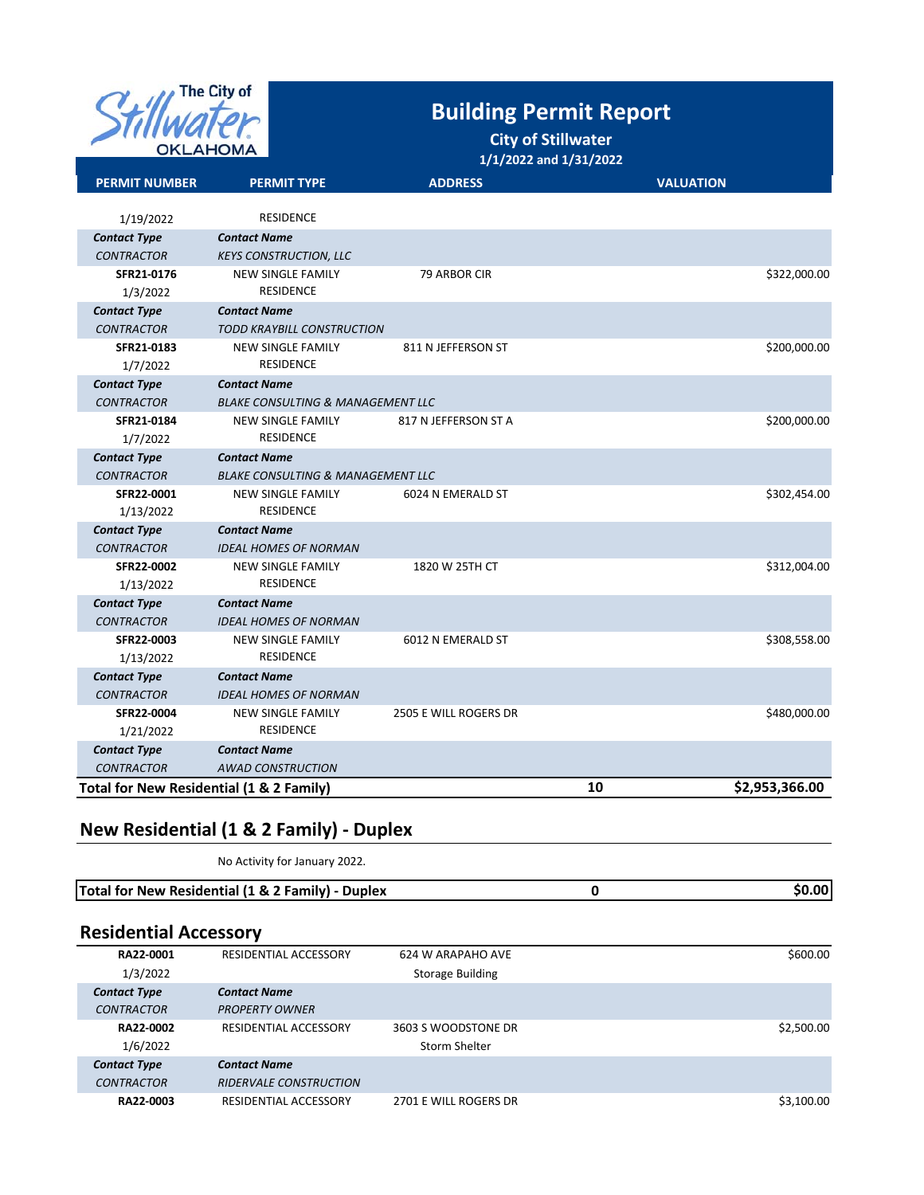# Building Permit Report

**City of Stillwater**

**1/1/2022 and 1/31/2022**

| PERMIT NUMBER | PERMIT TYPE | ADDRESS | | VALUATION |
|---|---|---|---|---|
| 1/19/2022 | RESIDENCE | | | |
| ***Contact Type*** | ***Contact Name*** | | | |
| *CONTRACTOR* | *KEYS CONSTRUCTION, LLC* | | | |
| **SFR21-0176** 1/3/2022 | NEW SINGLE FAMILY RESIDENCE | 79 ARBOR CIR | | $322,000.00 |
| ***Contact Type*** | ***Contact Name*** | | | |
| *CONTRACTOR* | *TODD KRAYBILL CONSTRUCTION* | | | |
| **SFR21-0183** 1/7/2022 | NEW SINGLE FAMILY RESIDENCE | 811 N JEFFERSON ST | | $200,000.00 |
| ***Contact Type*** | ***Contact Name*** | | | |
| *CONTRACTOR* | *BLAKE CONSULTING & MANAGEMENT LLC* | | | |
| **SFR21-0184** 1/7/2022 | NEW SINGLE FAMILY RESIDENCE | 817 N JEFFERSON ST A | | $200,000.00 |
| ***Contact Type*** | ***Contact Name*** | | | |
| *CONTRACTOR* | *BLAKE CONSULTING & MANAGEMENT LLC* | | | |
| **SFR22-0001** 1/13/2022 | NEW SINGLE FAMILY RESIDENCE | 6024 N EMERALD ST | | $302,454.00 |
| ***Contact Type*** | ***Contact Name*** | | | |
| *CONTRACTOR* | *IDEAL HOMES OF NORMAN* | | | |
| **SFR22-0002** 1/13/2022 | NEW SINGLE FAMILY RESIDENCE | 1820 W 25TH CT | | $312,004.00 |
| ***Contact Type*** | ***Contact Name*** | | | |
| *CONTRACTOR* | *IDEAL HOMES OF NORMAN* | | | |
| **SFR22-0003** 1/13/2022 | NEW SINGLE FAMILY RESIDENCE | 6012 N EMERALD ST | | $308,558.00 |
| ***Contact Type*** | ***Contact Name*** | | | |
| *CONTRACTOR* | *IDEAL HOMES OF NORMAN* | | | |
| **SFR22-0004** 1/21/2022 | NEW SINGLE FAMILY RESIDENCE | 2505 E WILL ROGERS DR | | $480,000.00 |
| ***Contact Type*** | ***Contact Name*** | | | |
| *CONTRACTOR* | *AWAD CONSTRUCTION* | | | |
| **Total for New Residential (1 & 2 Family)** | | | **10** | **$2,953,366.00** |

## New Residential (1 & 2 Family) - Duplex

No Activity for January 2022.

| | | | | |
|---|---|---|---|---|
| **Total for New Residential (1 & 2 Family) - Duplex** | | | **0** | **$0.00** |

## Residential Accessory

| PERMIT NUMBER | PERMIT TYPE | ADDRESS | | VALUATION |
|---|---|---|---|---|
| **RA22-0001** 1/3/2022 | RESIDENTIAL ACCESSORY | 624 W ARAPAHO AVE Storage Building | | $600.00 |
| ***Contact Type*** | ***Contact Name*** | | | |
| *CONTRACTOR* | *PROPERTY OWNER* | | | |
| **RA22-0002** 1/6/2022 | RESIDENTIAL ACCESSORY | 3603 S WOODSTONE DR Storm Shelter | | $2,500.00 |
| ***Contact Type*** | ***Contact Name*** | | | |
| *CONTRACTOR* | *RIDERVALE CONSTRUCTION* | | | |
| **RA22-0003** | RESIDENTIAL ACCESSORY | 2701 E WILL ROGERS DR | | $3,100.00 |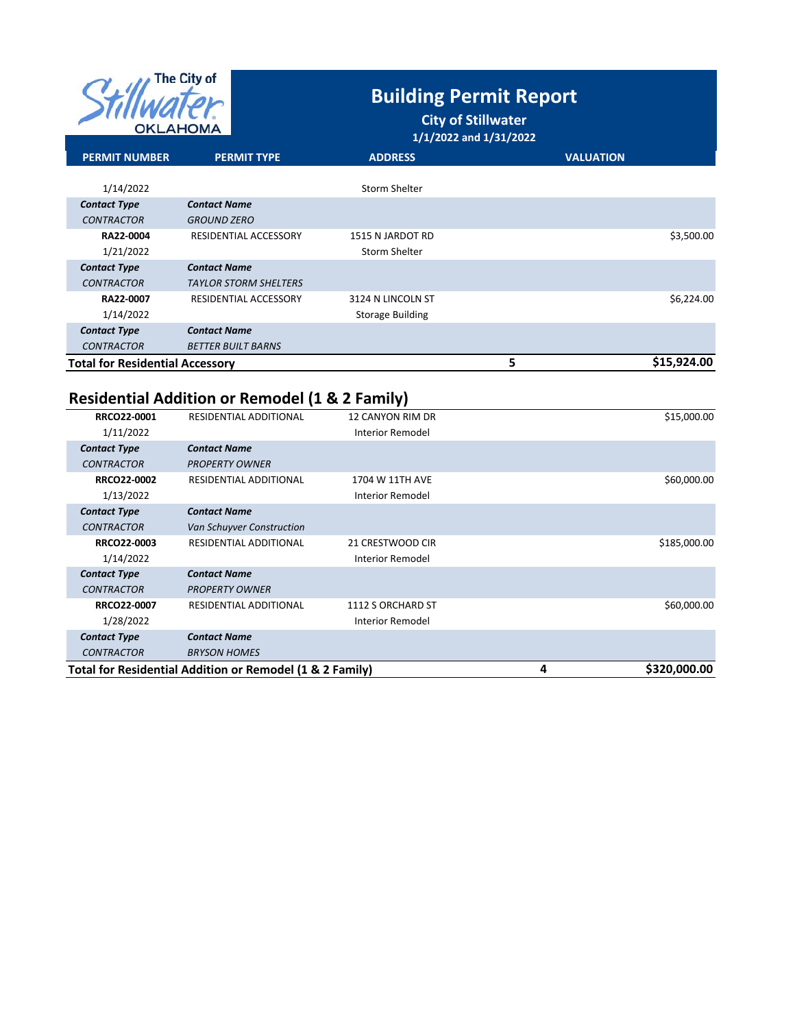# Building Permit Report

**City of Stillwater**

**1/1/2022 and 1/31/2022**

| PERMIT NUMBER | PERMIT TYPE | ADDRESS | | VALUATION |
|---|---|---|---|---|
| 1/14/2022 | | Storm Shelter | | |
| ***Contact Type*** | ***Contact Name*** | | | |
| *CONTRACTOR* | *GROUND ZERO* | | | |
| **RA22-0004** | RESIDENTIAL ACCESSORY | 1515 N JARDOT RD | | $3,500.00 |
| 1/21/2022 | | Storm Shelter | | |
| ***Contact Type*** | ***Contact Name*** | | | |
| *CONTRACTOR* | *TAYLOR STORM SHELTERS* | | | |
| **RA22-0007** | RESIDENTIAL ACCESSORY | 3124 N LINCOLN ST | | $6,224.00 |
| 1/14/2022 | | Storage Building | | |
| ***Contact Type*** | ***Contact Name*** | | | |
| *CONTRACTOR* | *BETTER BUILT BARNS* | | | |
| **Total for Residential Accessory** | | | **5** | **$15,924.00** |

## Residential Addition or Remodel (1 & 2 Family)

| PERMIT NUMBER | PERMIT TYPE | ADDRESS | | VALUATION |
|---|---|---|---|---|
| **RRCO22-0001** | RESIDENTIAL ADDITIONAL | 12 CANYON RIM DR | | $15,000.00 |
| 1/11/2022 | | Interior Remodel | | |
| ***Contact Type*** | ***Contact Name*** | | | |
| *CONTRACTOR* | *PROPERTY OWNER* | | | |
| **RRCO22-0002** | RESIDENTIAL ADDITIONAL | 1704 W 11TH AVE | | $60,000.00 |
| 1/13/2022 | | Interior Remodel | | |
| ***Contact Type*** | ***Contact Name*** | | | |
| *CONTRACTOR* | *Van Schuyver Construction* | | | |
| **RRCO22-0003** | RESIDENTIAL ADDITIONAL | 21 CRESTWOOD CIR | | $185,000.00 |
| 1/14/2022 | | Interior Remodel | | |
| ***Contact Type*** | ***Contact Name*** | | | |
| *CONTRACTOR* | *PROPERTY OWNER* | | | |
| **RRCO22-0007** | RESIDENTIAL ADDITIONAL | 1112 S ORCHARD ST | | $60,000.00 |
| 1/28/2022 | | Interior Remodel | | |
| ***Contact Type*** | ***Contact Name*** | | | |
| *CONTRACTOR* | *BRYSON HOMES* | | | |
| **Total for Residential Addition or Remodel (1 & 2 Family)** | | | **4** | **$320,000.00** |